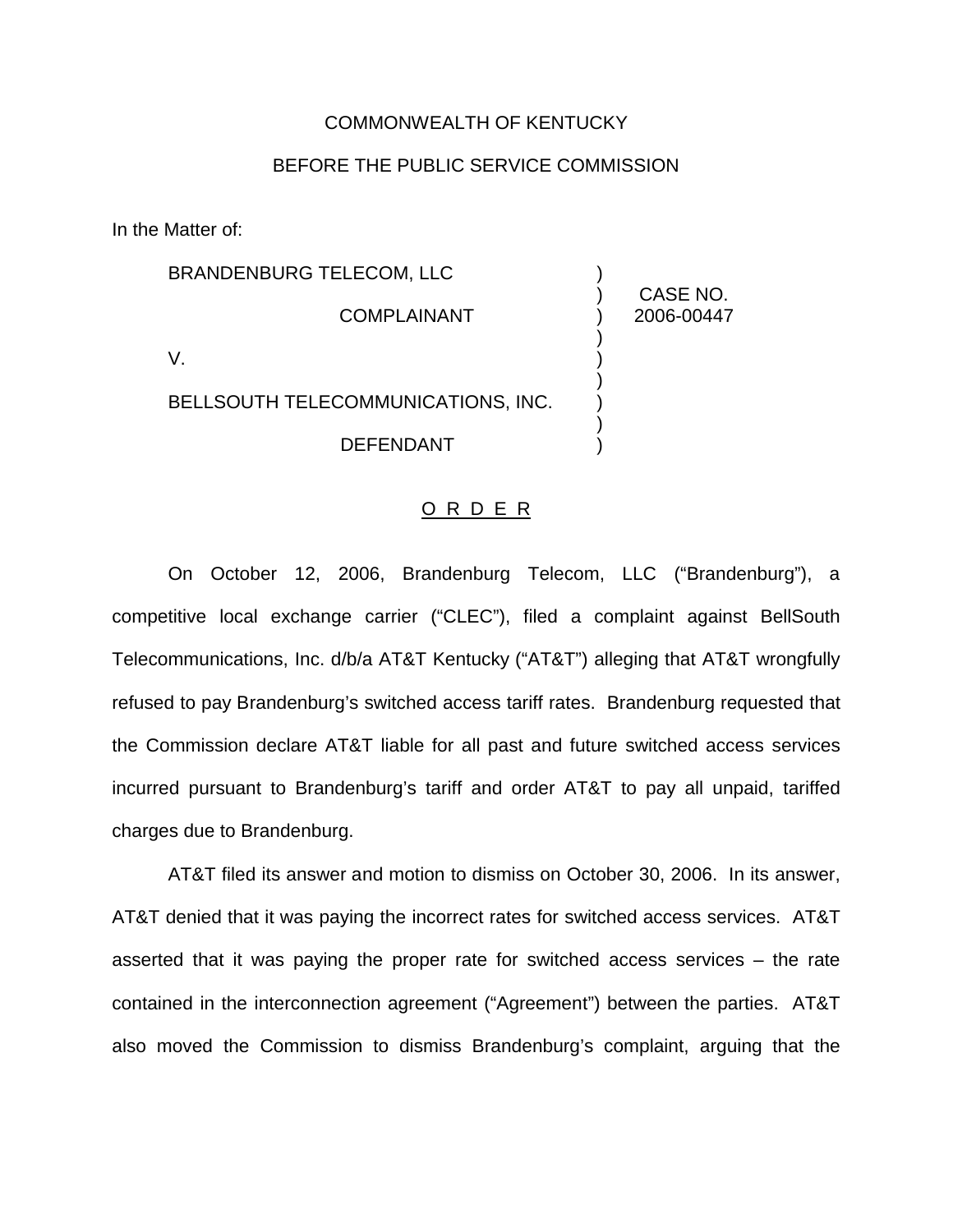COMMONWEALTH OF KENTUCKY

BEFORE THE PUBLIC SERVICE COMMISSION

In the Matter of:

| | | |
|---|---|---|
| BRANDENBURG TELECOM, LLC<br><br>COMPLAINANT<br><br>V.<br><br>BELLSOUTH TELECOMMUNICATIONS, INC.<br><br>DEFENDANT | ) | CASE NO.<br>2006-00447 |

O R D E R

On October 12, 2006, Brandenburg Telecom, LLC ("Brandenburg"), a competitive local exchange carrier ("CLEC"), filed a complaint against BellSouth Telecommunications, Inc. d/b/a AT&T Kentucky ("AT&T") alleging that AT&T wrongfully refused to pay Brandenburg's switched access tariff rates. Brandenburg requested that the Commission declare AT&T liable for all past and future switched access services incurred pursuant to Brandenburg's tariff and order AT&T to pay all unpaid, tariffed charges due to Brandenburg.

AT&T filed its answer and motion to dismiss on October 30, 2006. In its answer, AT&T denied that it was paying the incorrect rates for switched access services. AT&T asserted that it was paying the proper rate for switched access services – the rate contained in the interconnection agreement ("Agreement") between the parties. AT&T also moved the Commission to dismiss Brandenburg's complaint, arguing that the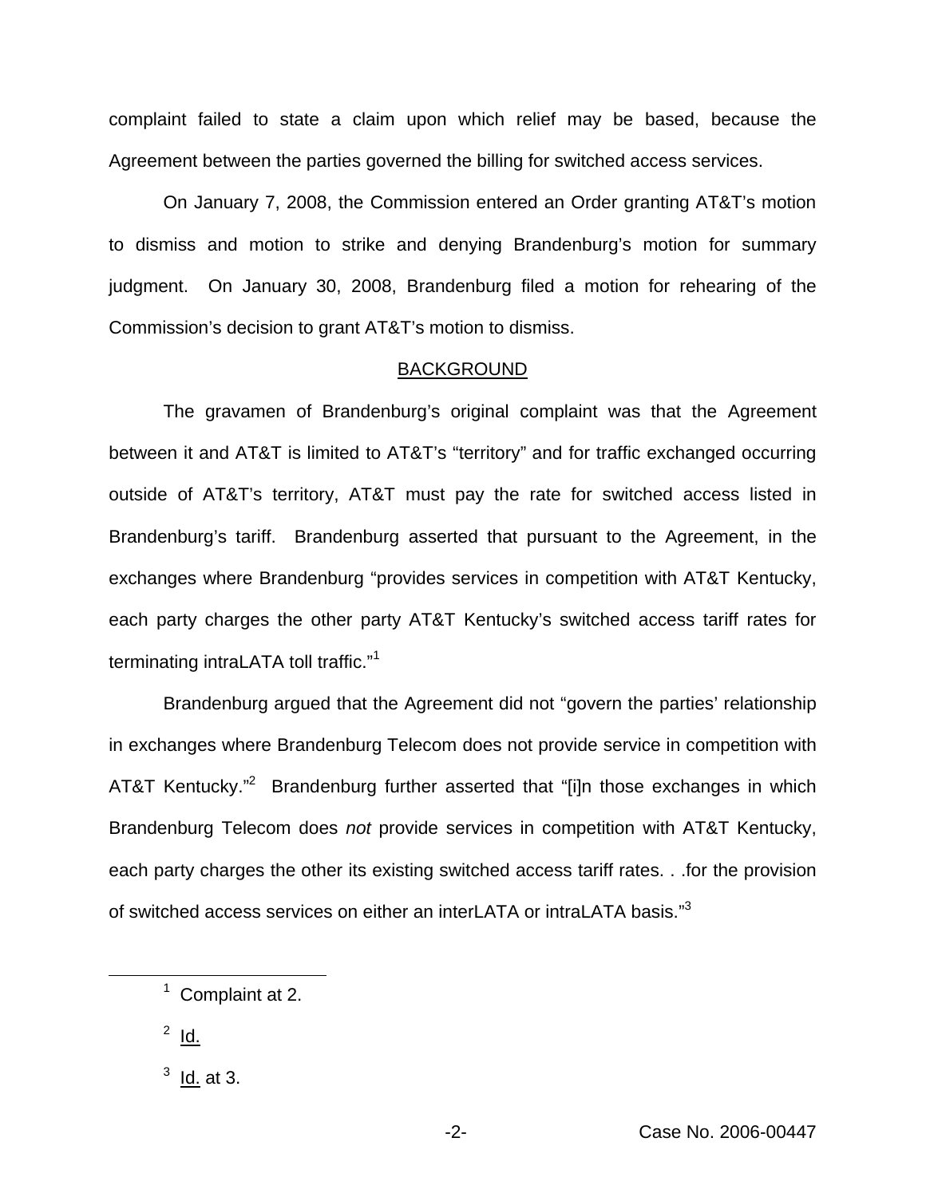complaint failed to state a claim upon which relief may be based, because the Agreement between the parties governed the billing for switched access services.

On January 7, 2008, the Commission entered an Order granting AT&T's motion to dismiss and motion to strike and denying Brandenburg's motion for summary judgment. On January 30, 2008, Brandenburg filed a motion for rehearing of the Commission's decision to grant AT&T's motion to dismiss.

## BACKGROUND

The gravamen of Brandenburg's original complaint was that the Agreement between it and AT&T is limited to AT&T's "territory" and for traffic exchanged occurring outside of AT&T's territory, AT&T must pay the rate for switched access listed in Brandenburg's tariff. Brandenburg asserted that pursuant to the Agreement, in the exchanges where Brandenburg "provides services in competition with AT&T Kentucky, each party charges the other party AT&T Kentucky's switched access tariff rates for terminating intraLATA toll traffic."[1]

Brandenburg argued that the Agreement did not "govern the parties' relationship in exchanges where Brandenburg Telecom does not provide service in competition with AT&T Kentucky."[2] Brandenburg further asserted that "[i]n those exchanges in which Brandenburg Telecom does *not* provide services in competition with AT&T Kentucky, each party charges the other its existing switched access tariff rates. . .for the provision of switched access services on either an interLATA or intraLATA basis."[3]

---

[1] Complaint at 2.

[2] Id.

[3] Id. at 3.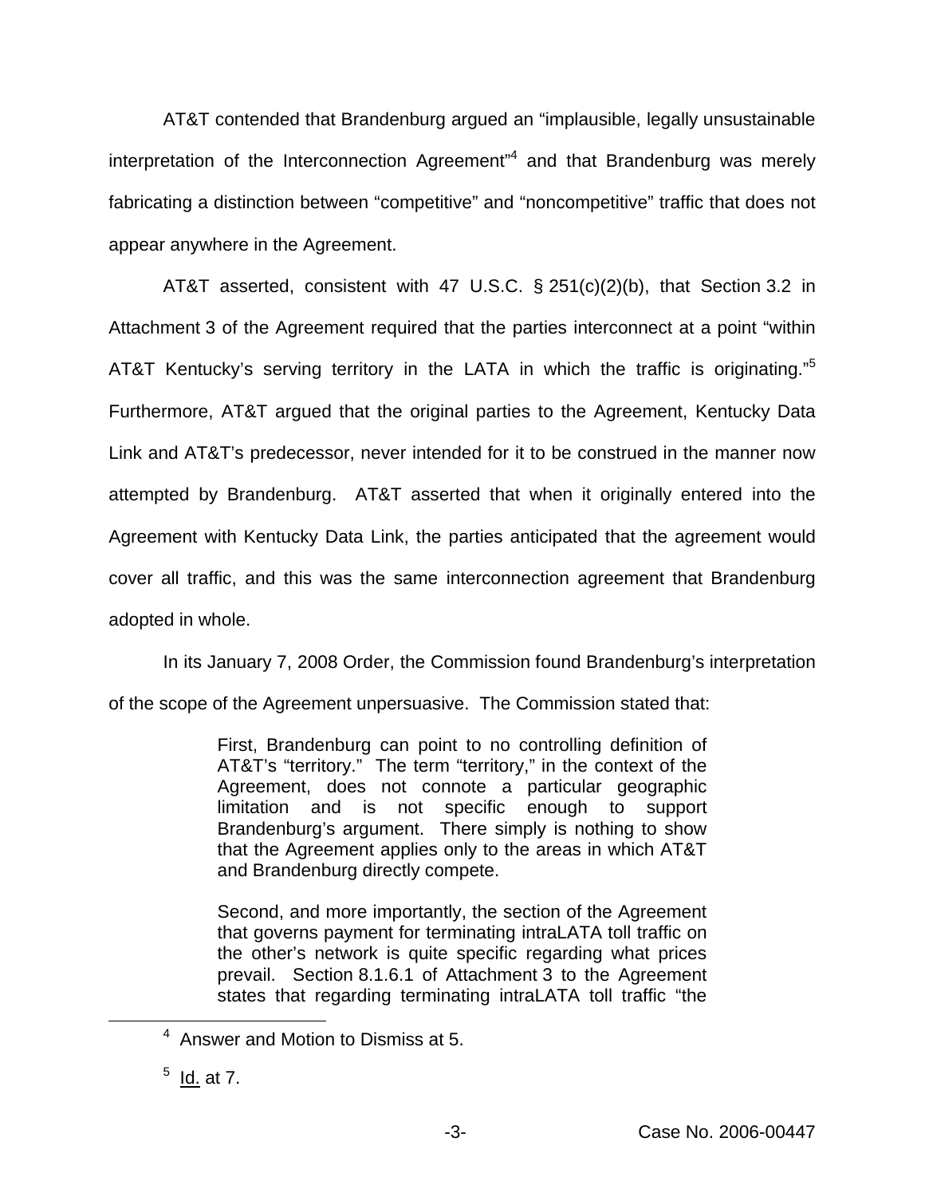AT&T contended that Brandenburg argued an "implausible, legally unsustainable interpretation of the Interconnection Agreement"[4] and that Brandenburg was merely fabricating a distinction between "competitive" and "noncompetitive" traffic that does not appear anywhere in the Agreement.

AT&T asserted, consistent with 47 U.S.C. § 251(c)(2)(b), that Section 3.2 in Attachment 3 of the Agreement required that the parties interconnect at a point "within AT&T Kentucky's serving territory in the LATA in which the traffic is originating."[5] Furthermore, AT&T argued that the original parties to the Agreement, Kentucky Data Link and AT&T's predecessor, never intended for it to be construed in the manner now attempted by Brandenburg. AT&T asserted that when it originally entered into the Agreement with Kentucky Data Link, the parties anticipated that the agreement would cover all traffic, and this was the same interconnection agreement that Brandenburg adopted in whole.

In its January 7, 2008 Order, the Commission found Brandenburg's interpretation of the scope of the Agreement unpersuasive. The Commission stated that:

> First, Brandenburg can point to no controlling definition of AT&T's "territory." The term "territory," in the context of the Agreement, does not connote a particular geographic limitation and is not specific enough to support Brandenburg's argument. There simply is nothing to show that the Agreement applies only to the areas in which AT&T and Brandenburg directly compete.
>
> Second, and more importantly, the section of the Agreement that governs payment for terminating intraLATA toll traffic on the other's network is quite specific regarding what prices prevail. Section 8.1.6.1 of Attachment 3 to the Agreement states that regarding terminating intraLATA toll traffic "the

[4] Answer and Motion to Dismiss at 5.

[5] Id. at 7.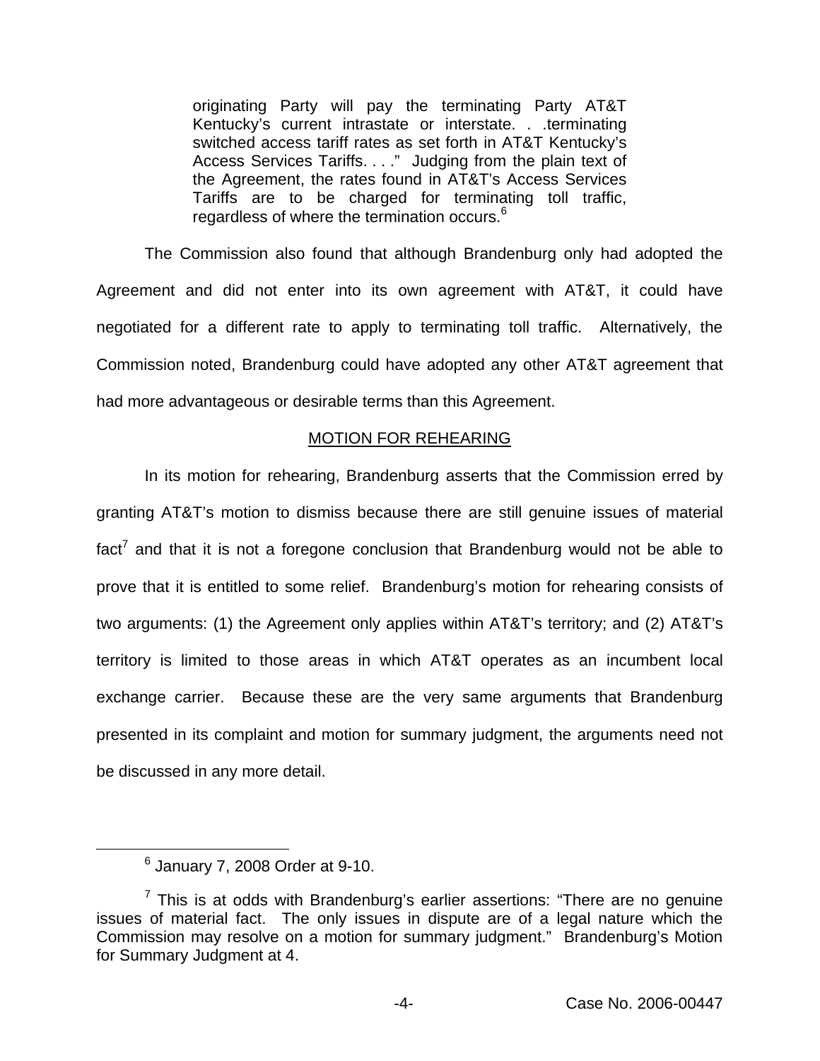> originating Party will pay the terminating Party AT&T Kentucky's current intrastate or interstate. . .terminating switched access tariff rates as set forth in AT&T Kentucky's Access Services Tariffs. . . ." Judging from the plain text of the Agreement, the rates found in AT&T's Access Services Tariffs are to be charged for terminating toll traffic, regardless of where the termination occurs.[6]

The Commission also found that although Brandenburg only had adopted the Agreement and did not enter into its own agreement with AT&T, it could have negotiated for a different rate to apply to terminating toll traffic. Alternatively, the Commission noted, Brandenburg could have adopted any other AT&T agreement that had more advantageous or desirable terms than this Agreement.

## MOTION FOR REHEARING

In its motion for rehearing, Brandenburg asserts that the Commission erred by granting AT&T's motion to dismiss because there are still genuine issues of material fact[7] and that it is not a foregone conclusion that Brandenburg would not be able to prove that it is entitled to some relief. Brandenburg's motion for rehearing consists of two arguments: (1) the Agreement only applies within AT&T's territory; and (2) AT&T's territory is limited to those areas in which AT&T operates as an incumbent local exchange carrier. Because these are the very same arguments that Brandenburg presented in its complaint and motion for summary judgment, the arguments need not be discussed in any more detail.

---

[6] January 7, 2008 Order at 9-10.

[7] This is at odds with Brandenburg's earlier assertions: "There are no genuine issues of material fact. The only issues in dispute are of a legal nature which the Commission may resolve on a motion for summary judgment." Brandenburg's Motion for Summary Judgment at 4.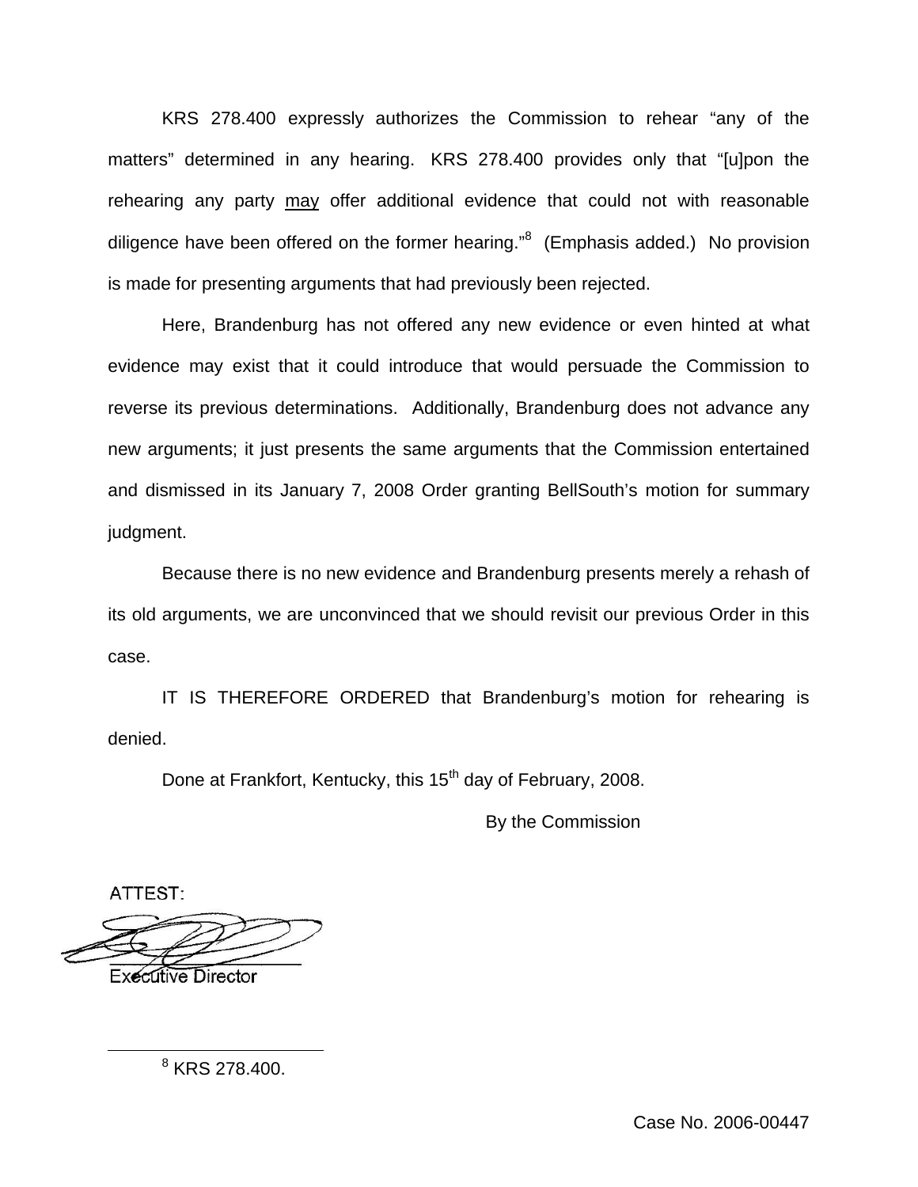KRS 278.400 expressly authorizes the Commission to rehear "any of the matters" determined in any hearing. KRS 278.400 provides only that "[u]pon the rehearing any party <u>may</u> offer additional evidence that could not with reasonable diligence have been offered on the former hearing."[8] (Emphasis added.) No provision is made for presenting arguments that had previously been rejected.

Here, Brandenburg has not offered any new evidence or even hinted at what evidence may exist that it could introduce that would persuade the Commission to reverse its previous determinations. Additionally, Brandenburg does not advance any new arguments; it just presents the same arguments that the Commission entertained and dismissed in its January 7, 2008 Order granting BellSouth's motion for summary judgment.

Because there is no new evidence and Brandenburg presents merely a rehash of its old arguments, we are unconvinced that we should revisit our previous Order in this case.

IT IS THEREFORE ORDERED that Brandenburg's motion for rehearing is denied.

Done at Frankfort, Kentucky, this 15th day of February, 2008.

By the Commission

ATTEST:

Executive Director

---

[8] KRS 278.400.

Case No. 2006-00447